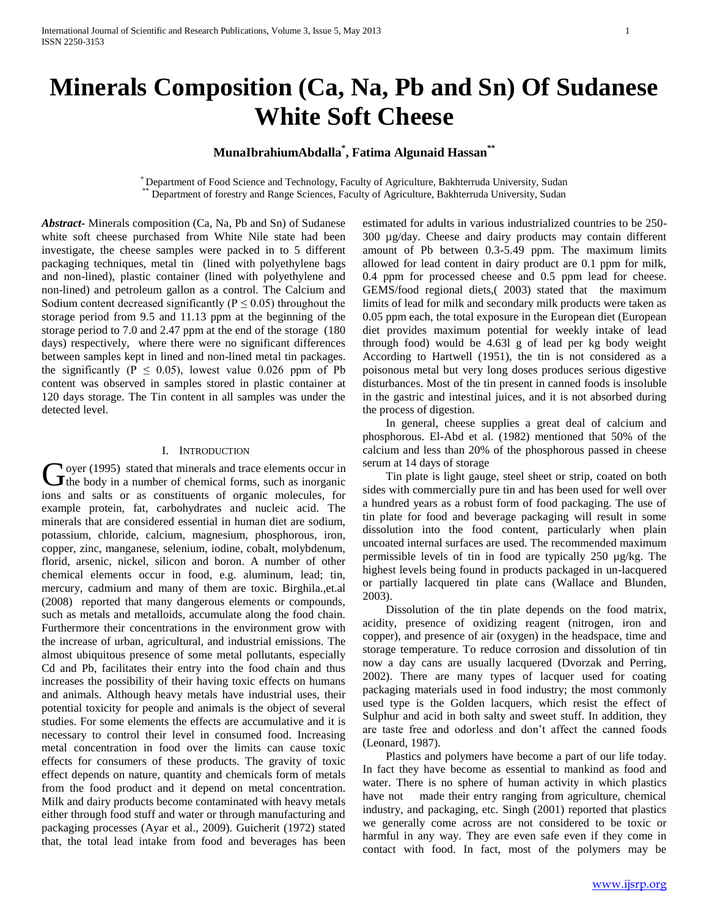# Minerals Composition (Ca, Na, Pb and Sn) Of Sudanese White Soft Cheese

**MunaIbrahiumAbdalla[*], Fatima Algunaid Hassan[**]**

[*] Department of Food Science and Technology, Faculty of Agriculture, Bakhterruda University, Sudan
[**] Department of forestry and Range Sciences, Faculty of Agriculture, Bakhterruda University, Sudan

***Abstract*-** Minerals composition (Ca, Na, Pb and Sn) of Sudanese white soft cheese purchased from White Nile state had been investigate, the cheese samples were packed in to 5 different packaging techniques, metal tin (lined with polyethylene bags and non-lined), plastic container (lined with polyethylene and non-lined) and petroleum gallon as a control. The Calcium and Sodium content decreased significantly ($P \leq 0.05$) throughout the storage period from 9.5 and 11.13 ppm at the beginning of the storage period to 7.0 and 2.47 ppm at the end of the storage (180 days) respectively, where there were no significant differences between samples kept in lined and non-lined metal tin packages. the significantly ($P \leq 0.05$), lowest value 0.026 ppm of Pb content was observed in samples stored in plastic container at 120 days storage. The Tin content in all samples was under the detected level.

## I. Introduction

Goyer (1995) stated that minerals and trace elements occur in the body in a number of chemical forms, such as inorganic ions and salts or as constituents of organic molecules, for example protein, fat, carbohydrates and nucleic acid. The minerals that are considered essential in human diet are sodium, potassium, chloride, calcium, magnesium, phosphorous, iron, copper, zinc, manganese, selenium, iodine, cobalt, molybdenum, florid, arsenic, nickel, silicon and boron. A number of other chemical elements occur in food, e.g. aluminum, lead; tin, mercury, cadmium and many of them are toxic. Birghila.,et.al (2008) reported that many dangerous elements or compounds, such as metals and metalloids, accumulate along the food chain. Furthermore their concentrations in the environment grow with the increase of urban, agricultural, and industrial emissions. The almost ubiquitous presence of some metal pollutants, especially Cd and Pb, facilitates their entry into the food chain and thus increases the possibility of their having toxic effects on humans and animals. Although heavy metals have industrial uses, their potential toxicity for people and animals is the object of several studies. For some elements the effects are accumulative and it is necessary to control their level in consumed food. Increasing metal concentration in food over the limits can cause toxic effects for consumers of these products. The gravity of toxic effect depends on nature, quantity and chemicals form of metals from the food product and it depend on metal concentration. Milk and dairy products become contaminated with heavy metals either through food stuff and water or through manufacturing and packaging processes (Ayar et al., 2009). Guicherit (1972) stated that, the total lead intake from food and beverages has been estimated for adults in various industrialized countries to be 250-300 µg/day. Cheese and dairy products may contain different amount of Pb between 0.3-5.49 ppm. The maximum limits allowed for lead content in dairy product are 0.1 ppm for milk, 0.4 ppm for processed cheese and 0.5 ppm lead for cheese. GEMS/food regional diets,( 2003) stated that the maximum limits of lead for milk and secondary milk products were taken as 0.05 ppm each, the total exposure in the European diet (European diet provides maximum potential for weekly intake of lead through food) would be 4.63l g of lead per kg body weight According to Hartwell (1951), the tin is not considered as a poisonous metal but very long doses produces serious digestive disturbances. Most of the tin present in canned foods is insoluble in the gastric and intestinal juices, and it is not absorbed during the process of digestion.

In general, cheese supplies a great deal of calcium and phosphorous. El-Abd et al. (1982) mentioned that 50% of the calcium and less than 20% of the phosphorous passed in cheese serum at 14 days of storage

Tin plate is light gauge, steel sheet or strip, coated on both sides with commercially pure tin and has been used for well over a hundred years as a robust form of food packaging. The use of tin plate for food and beverage packaging will result in some dissolution into the food content, particularly when plain uncoated internal surfaces are used. The recommended maximum permissible levels of tin in food are typically 250 µg/kg. The highest levels being found in products packaged in un-lacquered or partially lacquered tin plate cans (Wallace and Blunden, 2003).

Dissolution of the tin plate depends on the food matrix, acidity, presence of oxidizing reagent (nitrogen, iron and copper), and presence of air (oxygen) in the headspace, time and storage temperature. To reduce corrosion and dissolution of tin now a day cans are usually lacquered (Dvorzak and Perring, 2002). There are many types of lacquer used for coating packaging materials used in food industry; the most commonly used type is the Golden lacquers, which resist the effect of Sulphur and acid in both salty and sweet stuff. In addition, they are taste free and odorless and don't affect the canned foods (Leonard, 1987).

Plastics and polymers have become a part of our life today. In fact they have become as essential to mankind as food and water. There is no sphere of human activity in which plastics have not made their entry ranging from agriculture, chemical industry, and packaging, etc. Singh (2001) reported that plastics we generally come across are not considered to be toxic or harmful in any way. They are even safe even if they come in contact with food. In fact, most of the polymers may be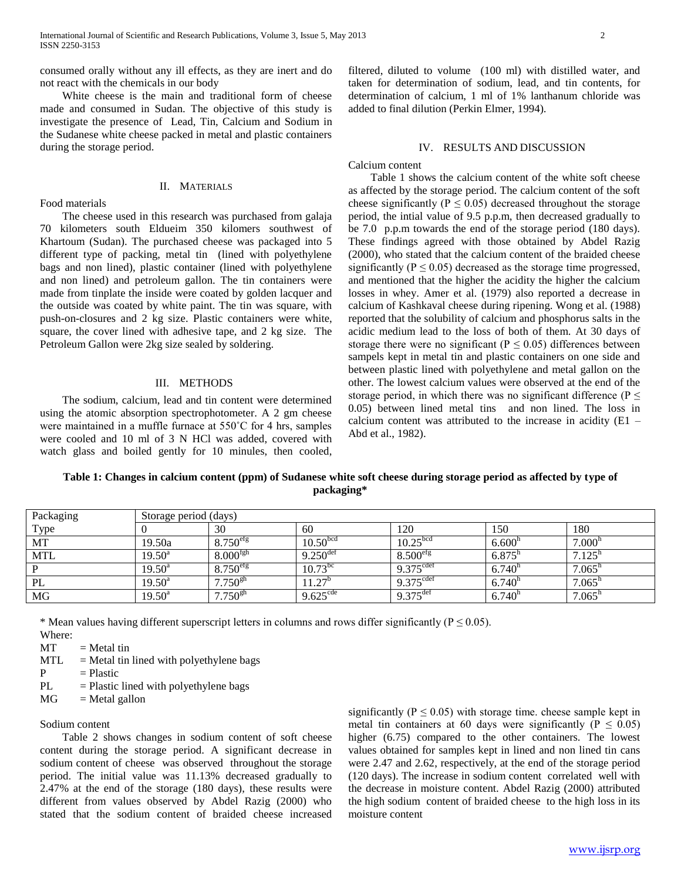consumed orally without any ill effects, as they are inert and do not react with the chemicals in our body

White cheese is the main and traditional form of cheese made and consumed in Sudan. The objective of this study is investigate the presence of Lead, Tin, Calcium and Sodium in the Sudanese white cheese packed in metal and plastic containers during the storage period.

## II. MATERIALS

Food materials

The cheese used in this research was purchased from galaja 70 kilometers south Eldueim 350 kilomers southwest of Khartoum (Sudan). The purchased cheese was packaged into 5 different type of packing, metal tin (lined with polyethylene bags and non lined), plastic container (lined with polyethylene and non lined) and petroleum gallon. The tin containers were made from tinplate the inside were coated by golden lacquer and the outside was coated by white paint. The tin was square, with push-on-closures and 2 kg size. Plastic containers were white, square, the cover lined with adhesive tape, and 2 kg size. The Petroleum Gallon were 2kg size sealed by soldering.

## III. METHODS

The sodium, calcium, lead and tin content were determined using the atomic absorption spectrophotometer. A 2 gm cheese were maintained in a muffle furnace at 550˚C for 4 hrs, samples were cooled and 10 ml of 3 N HCl was added, covered with watch glass and boiled gently for 10 minules, then cooled, filtered, diluted to volume (100 ml) with distilled water, and taken for determination of sodium, lead, and tin contents, for determination of calcium, 1 ml of 1% lanthanum chloride was added to final dilution (Perkin Elmer, 1994).

## IV. RESULTS AND DISCUSSION

Calcium content

Table 1 shows the calcium content of the white soft cheese as affected by the storage period. The calcium content of the soft cheese significantly ($P \leq 0.05$) decreased throughout the storage period, the intial value of 9.5 p.p.m, then decreased gradually to be 7.0 p.p.m towards the end of the storage period (180 days). These findings agreed with those obtained by Abdel Razig (2000), who stated that the calcium content of the braided cheese significantly ($P \leq 0.05$) decreased as the storage time progressed, and mentioned that the higher the acidity the higher the calcium losses in whey. Amer et al. (1979) also reported a decrease in calcium of Kashkaval cheese during ripening. Wong et al. (1988) reported that the solubility of calcium and phosphorus salts in the acidic medium lead to the loss of both of them. At 30 days of storage there were no significant ($P \leq 0.05$) differences between sampels kept in metal tin and plastic containers on one side and between plastic lined with polyethylene and metal gallon on the other. The lowest calcium values were observed at the end of the storage period, in which there was no significant difference ($P \leq 0.05$) between lined metal tins and non lined. The loss in calcium content was attributed to the increase in acidity (E1 – Abd et al., 1982).

**Table 1: Changes in calcium content (ppm) of Sudanese white soft cheese during storage period as affected by type of packaging***

| Packaging | Storage period (days) | | | | | |
|---|---|---|---|---|---|---|
| Type | 0 | 30 | 60 | 120 | 150 | 180 |
| MT | 19.50a | $8.750^{efg}$ | $10.50^{bcd}$ | $10.25^{bcd}$ | $6.600^{h}$ | $7.000^{h}$ |
| MTL | $19.50^{a}$ | $8.000^{fgh}$ | $9.250^{def}$ | $8.500^{efg}$ | $6.875^{h}$ | $7.125^{h}$ |
| P | $19.50^{a}$ | $8.750^{efg}$ | $10.73^{bc}$ | $9.375^{cdef}$ | $6.740^{h}$ | $7.065^{h}$ |
| PL | $19.50^{a}$ | $7.750^{gh}$ | $11.27^{b}$ | $9.375^{cdef}$ | $6.740^{h}$ | $7.065^{h}$ |
| MG | $19.50^{a}$ | $7.750^{gh}$ | $9.625^{cde}$ | $9.375^{def}$ | $6.740^{h}$ | $7.065^{h}$ |

\* Mean values having different superscript letters in columns and rows differ significantly ($P \leq 0.05$).

Where:

MT = Metal tin
MTL = Metal tin lined with polyethylene bags
P = Plastic
PL = Plastic lined with polyethylene bags
MG = Metal gallon

Sodium content

Table 2 shows changes in sodium content of soft cheese content during the storage period. A significant decrease in sodium content of cheese was observed throughout the storage period. The initial value was 11.13% decreased gradually to 2.47% at the end of the storage (180 days), these results were different from values observed by Abdel Razig (2000) who stated that the sodium content of braided cheese increased significantly ($P \leq 0.05$) with storage time. cheese sample kept in metal tin containers at 60 days were significantly ($P \leq 0.05$) higher (6.75) compared to the other containers. The lowest values obtained for samples kept in lined and non lined tin cans were 2.47 and 2.62, respectively, at the end of the storage period (120 days). The increase in sodium content correlated well with the decrease in moisture content. Abdel Razig (2000) attributed the high sodium content of braided cheese to the high loss in its moisture content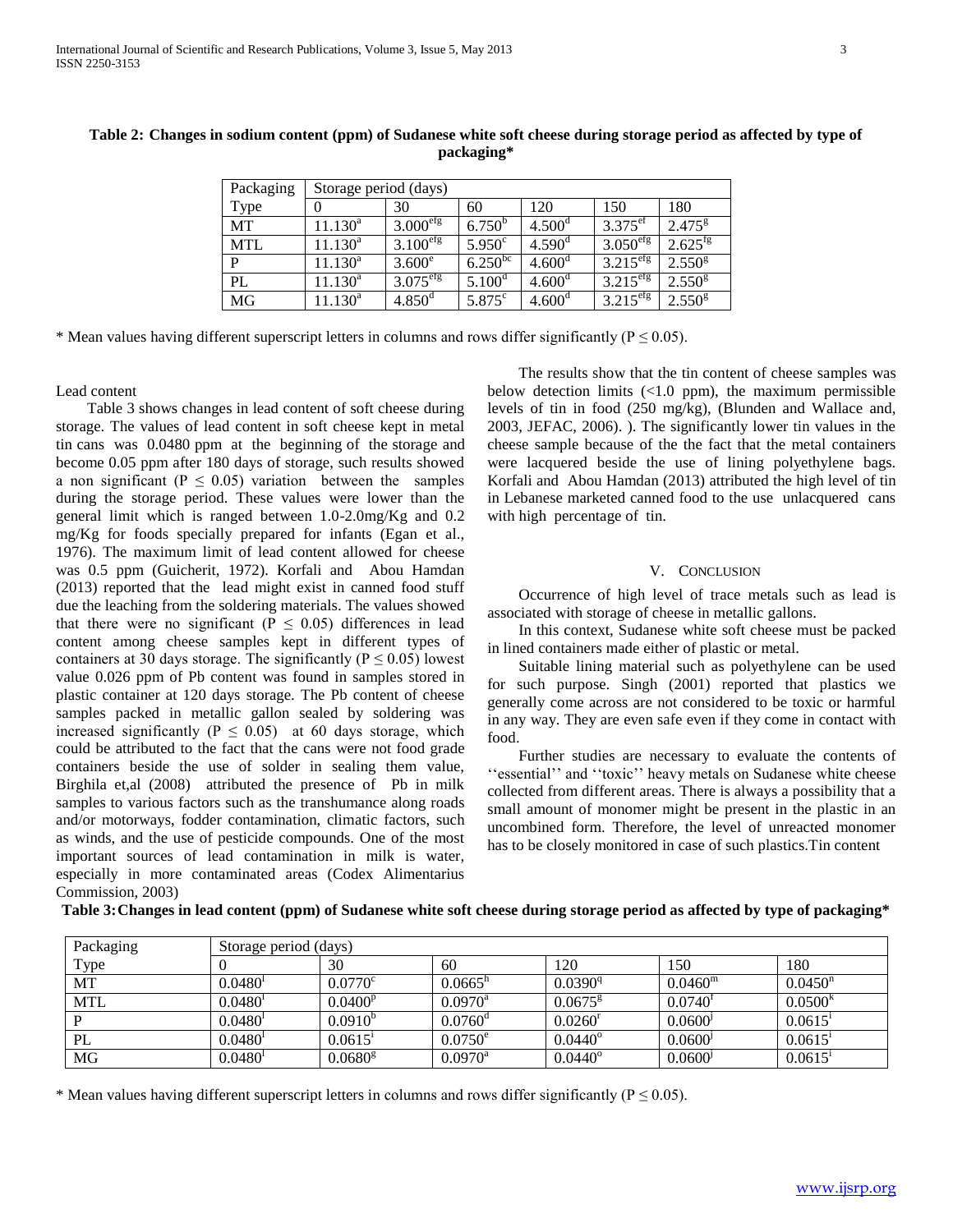**Table 2: Changes in sodium content (ppm) of Sudanese white soft cheese during storage period as affected by type of packaging***

| Packaging Type | Storage period (days) | | | | | |
|---|---|---|---|---|---|---|
| | 0 | 30 | 60 | 120 | 150 | 180 |
| MT | $11.130^{a}$ | $3.000^{efg}$ | $6.750^{b}$ | $4.500^{d}$ | $3.375^{ef}$ | $2.475^{g}$ |
| MTL | $11.130^{a}$ | $3.100^{efg}$ | $5.950^{c}$ | $4.590^{d}$ | $3.050^{efg}$ | $2.625^{fg}$ |
| P | $11.130^{a}$ | $3.600^{e}$ | $6.250^{bc}$ | $4.600^{d}$ | $3.215^{efg}$ | $2.550^{g}$ |
| PL | $11.130^{a}$ | $3.075^{efg}$ | $5.100^{d}$ | $4.600^{d}$ | $3.215^{efg}$ | $2.550^{g}$ |
| MG | $11.130^{a}$ | $4.850^{d}$ | $5.875^{c}$ | $4.600^{d}$ | $3.215^{efg}$ | $2.550^{g}$ |

* Mean values having different superscript letters in columns and rows differ significantly ($P \leq 0.05$).

Lead content

Table 3 shows changes in lead content of soft cheese during storage. The values of lead content in soft cheese kept in metal tin cans was 0.0480 ppm at the beginning of the storage and become 0.05 ppm after 180 days of storage, such results showed a non significant ($P \leq 0.05$) variation between the samples during the storage period. These values were lower than the general limit which is ranged between 1.0-2.0mg/Kg and 0.2 mg/Kg for foods specially prepared for infants (Egan et al., 1976). The maximum limit of lead content allowed for cheese was 0.5 ppm (Guicherit, 1972). Korfali and Abou Hamdan (2013) reported that the lead might exist in canned food stuff due the leaching from the soldering materials. The values showed that there were no significant ($P \leq 0.05$) differences in lead content among cheese samples kept in different types of containers at 30 days storage. The significantly ($P \leq 0.05$) lowest value 0.026 ppm of Pb content was found in samples stored in plastic container at 120 days storage. The Pb content of cheese samples packed in metallic gallon sealed by soldering was increased significantly ($P \leq 0.05$) at 60 days storage, which could be attributed to the fact that the cans were not food grade containers beside the use of solder in sealing them value, Birghila et,al (2008) attributed the presence of Pb in milk samples to various factors such as the transhumance along roads and/or motorways, fodder contamination, climatic factors, such as winds, and the use of pesticide compounds. One of the most important sources of lead contamination in milk is water, especially in more contaminated areas (Codex Alimentarius Commission, 2003)

The results show that the tin content of cheese samples was below detection limits (<1.0 ppm), the maximum permissible levels of tin in food (250 mg/kg), (Blunden and Wallace and, 2003, JEFAC, 2006). ). The significantly lower tin values in the cheese sample because of the the fact that the metal containers were lacquered beside the use of lining polyethylene bags. Korfali and Abou Hamdan (2013) attributed the high level of tin in Lebanese marketed canned food to the use unlacquered cans with high percentage of tin.

## V. Conclusion

Occurrence of high level of trace metals such as lead is associated with storage of cheese in metallic gallons.

In this context, Sudanese white soft cheese must be packed in lined containers made either of plastic or metal.

Suitable lining material such as polyethylene can be used for such purpose. Singh (2001) reported that plastics we generally come across are not considered to be toxic or harmful in any way. They are even safe even if they come in contact with food.

Further studies are necessary to evaluate the contents of ''essential'' and ''toxic'' heavy metals on Sudanese white cheese collected from different areas. There is always a possibility that a small amount of monomer might be present in the plastic in an uncombined form. Therefore, the level of unreacted monomer has to be closely monitored in case of such plastics.Tin content

**Table 3: Changes in lead content (ppm) of Sudanese white soft cheese during storage period as affected by type of packaging***

| Packaging Type | Storage period (days) | | | | | |
|---|---|---|---|---|---|---|
| | 0 | 30 | 60 | 120 | 150 | 180 |
| MT | $0.0480^{l}$ | $0.0770^{c}$ | $0.0665^{h}$ | $0.0390^{q}$ | $0.0460^{m}$ | $0.0450^{n}$ |
| MTL | $0.0480^{l}$ | $0.0400^{p}$ | $0.0970^{a}$ | $0.0675^{g}$ | $0.0740^{f}$ | $0.0500^{k}$ |
| P | $0.0480^{l}$ | $0.0910^{b}$ | $0.0760^{d}$ | $0.0260^{r}$ | $0.0600^{j}$ | $0.0615^{i}$ |
| PL | $0.0480^{l}$ | $0.0615^{i}$ | $0.0750^{e}$ | $0.0440^{o}$ | $0.0600^{j}$ | $0.0615^{i}$ |
| MG | $0.0480^{l}$ | $0.0680^{g}$ | $0.0970^{a}$ | $0.0440^{o}$ | $0.0600^{j}$ | $0.0615^{i}$ |

* Mean values having different superscript letters in columns and rows differ significantly ($P \leq 0.05$).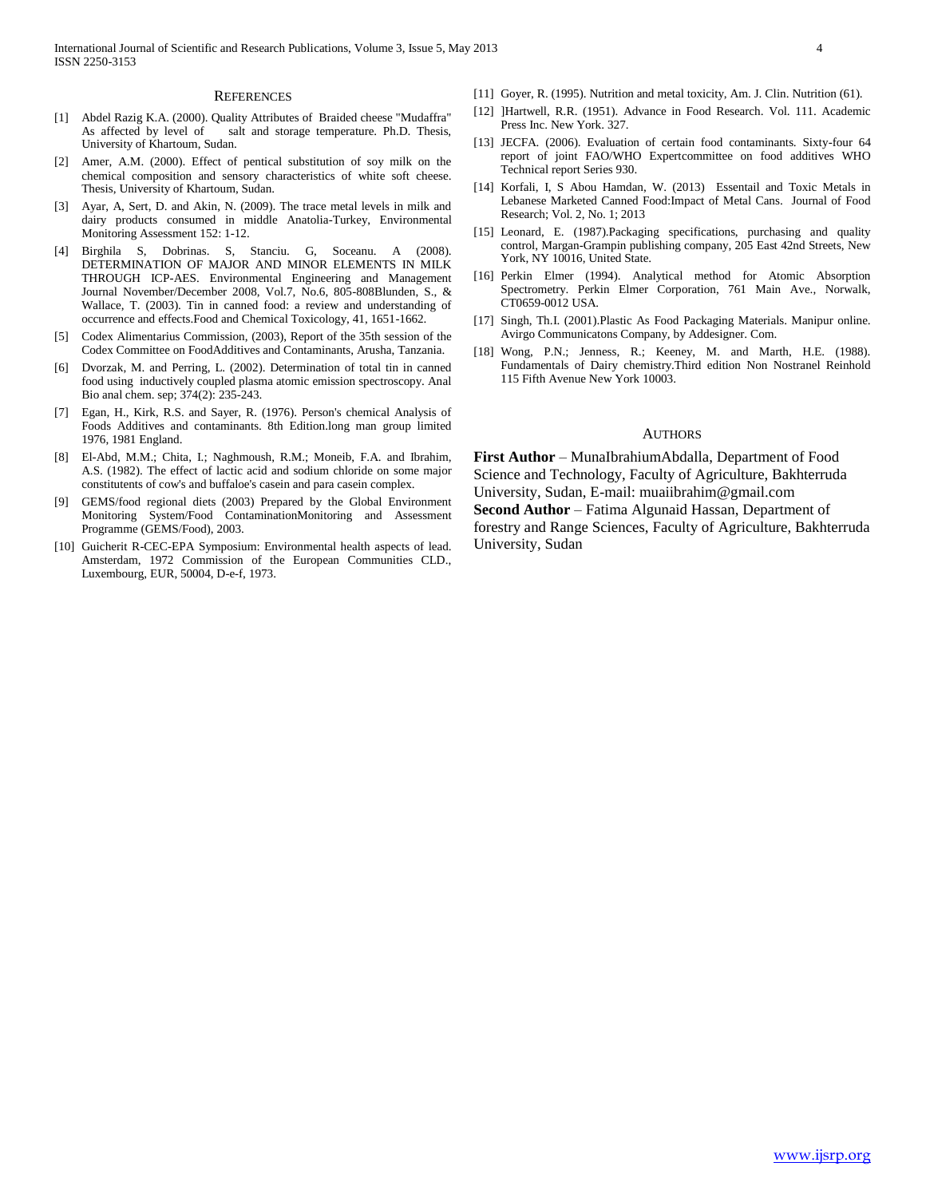## REFERENCES

[1] Abdel Razig K.A. (2000). Quality Attributes of Braided cheese "Mudaffra" As affected by level of salt and storage temperature. Ph.D. Thesis, University of Khartoum, Sudan.

[2] Amer, A.M. (2000). Effect of pentical substitution of soy milk on the chemical composition and sensory characteristics of white soft cheese. Thesis, University of Khartoum, Sudan.

[3] Ayar, A, Sert, D. and Akin, N. (2009). The trace metal levels in milk and dairy products consumed in middle Anatolia-Turkey, Environmental Monitoring Assessment 152: 1-12.

[4] Birghila S, Dobrinas. S, Stanciu. G, Soceanu. A (2008). DETERMINATION OF MAJOR AND MINOR ELEMENTS IN MILK THROUGH ICP-AES. Environmental Engineering and Management Journal November/December 2008, Vol.7, No.6, 805-808Blunden, S., & Wallace, T. (2003). Tin in canned food: a review and understanding of occurrence and effects.Food and Chemical Toxicology, 41, 1651-1662.

[5] Codex Alimentarius Commission, (2003), Report of the 35th session of the Codex Committee on FoodAdditives and Contaminants, Arusha, Tanzania.

[6] Dvorzak, M. and Perring, L. (2002). Determination of total tin in canned food using inductively coupled plasma atomic emission spectroscopy. Anal Bio anal chem. sep; 374(2): 235-243.

[7] Egan, H., Kirk, R.S. and Sayer, R. (1976). Person's chemical Analysis of Foods Additives and contaminants. 8th Edition.long man group limited 1976, 1981 England.

[8] El-Abd, M.M.; Chita, I.; Naghmoush, R.M.; Moneib, F.A. and Ibrahim, A.S. (1982). The effect of lactic acid and sodium chloride on some major constitutents of cow's and buffaloe's casein and para casein complex.

[9] GEMS/food regional diets (2003) Prepared by the Global Environment Monitoring System/Food ContaminationMonitoring and Assessment Programme (GEMS/Food), 2003.

[10] Guicherit R-CEC-EPA Symposium: Environmental health aspects of lead. Amsterdam, 1972 Commission of the European Communities CLD., Luxembourg, EUR, 50004, D-e-f, 1973.

[11] Goyer, R. (1995). Nutrition and metal toxicity, Am. J. Clin. Nutrition (61).

[12] ]Hartwell, R.R. (1951). Advance in Food Research. Vol. 111. Academic Press Inc. New York. 327.

[13] JECFA. (2006). Evaluation of certain food contaminants. Sixty-four 64 report of joint FAO/WHO Expertcommittee on food additives WHO Technical report Series 930.

[14] Korfali, I, S Abou Hamdan, W. (2013) Essentail and Toxic Metals in Lebanese Marketed Canned Food:Impact of Metal Cans. Journal of Food Research; Vol. 2, No. 1; 2013

[15] Leonard, E. (1987).Packaging specifications, purchasing and quality control, Margan-Grampin publishing company, 205 East 42nd Streets, New York, NY 10016, United State.

[16] Perkin Elmer (1994). Analytical method for Atomic Absorption Spectrometry. Perkin Elmer Corporation, 761 Main Ave., Norwalk, CT0659-0012 USA.

[17] Singh, Th.I. (2001).Plastic As Food Packaging Materials. Manipur online. Avirgo Communicatons Company, by Addesigner. Com.

[18] Wong, P.N.; Jenness, R.; Keeney, M. and Marth, H.E. (1988). Fundamentals of Dairy chemistry.Third edition Non Nostranel Reinhold 115 Fifth Avenue New York 10003.

## AUTHORS

**First Author** – MunaIbrahiumAbdalla, Department of Food Science and Technology, Faculty of Agriculture, Bakhterruda University, Sudan, E-mail: muaiibrahim@gmail.com

**Second Author** – Fatima Algunaid Hassan, Department of forestry and Range Sciences, Faculty of Agriculture, Bakhterruda University, Sudan